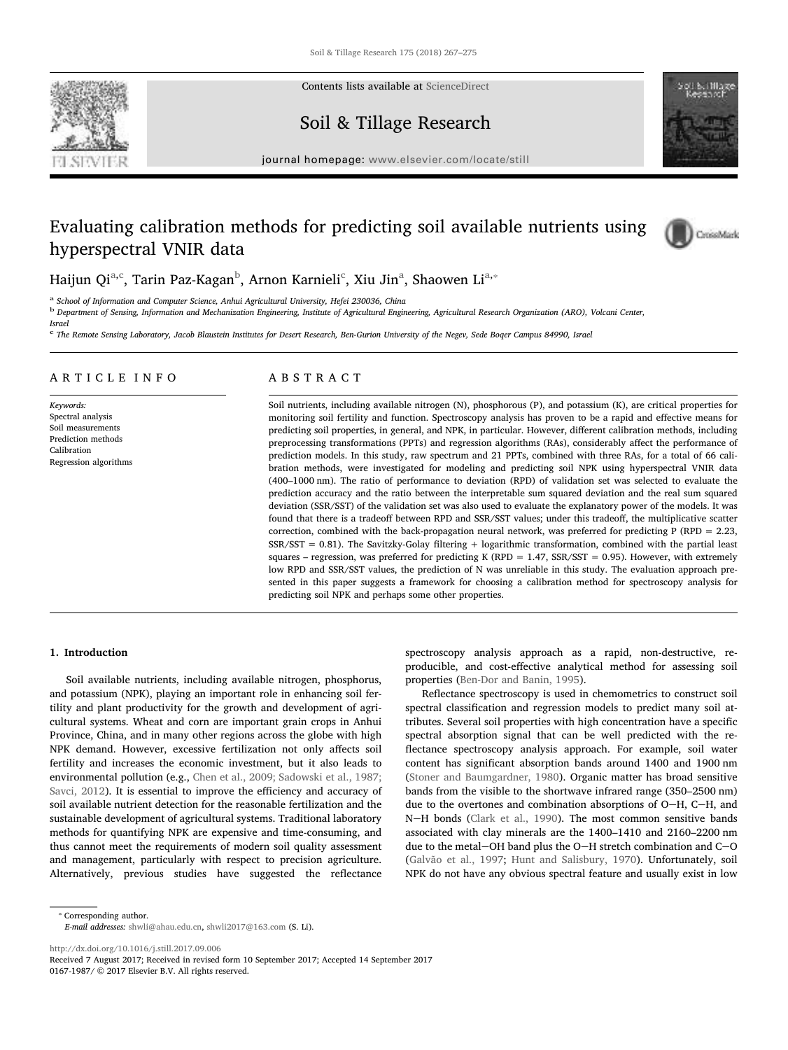# Evaluating calibration methods for predicting soil available nutrients using hyperspectral VNIR data

Haijun Qi[a,c], Tarin Paz-Kagan[b], Arnon Karnieli[c], Xiu Jin[a], Shaowen Li[a,*]

[a] School of Information and Computer Science, Anhui Agricultural University, Hefei 230036, China

[b] Department of Sensing, Information and Mechanization Engineering, Institute of Agricultural Engineering, Agricultural Research Organization (ARO), Volcani Center, Israel

[c] The Remote Sensing Laboratory, Jacob Blaustein Institutes for Desert Research, Ben-Gurion University of the Negev, Sede Boqer Campus 84990, Israel

## ARTICLE INFO

*Keywords:*
Spectral analysis
Soil measurements
Prediction methods
Calibration
Regression algorithms

## ABSTRACT

Soil nutrients, including available nitrogen (N), phosphorous (P), and potassium (K), are critical properties for monitoring soil fertility and function. Spectroscopy analysis has proven to be a rapid and effective means for predicting soil properties, in general, and NPK, in particular. However, different calibration methods, including preprocessing transformations (PPTs) and regression algorithms (RAs), considerably affect the performance of prediction models. In this study, raw spectrum and 21 PPTs, combined with three RAs, for a total of 66 calibration methods, were investigated for modeling and predicting soil NPK using hyperspectral VNIR data (400–1000 nm). The ratio of performance to deviation (RPD) of validation set was selected to evaluate the prediction accuracy and the ratio between the interpretable sum squared deviation and the real sum squared deviation (SSR/SST) of the validation set was also used to evaluate the explanatory power of the models. It was found that there is a tradeoff between RPD and SSR/SST values; under this tradeoff, the multiplicative scatter correction, combined with the back-propagation neural network, was preferred for predicting P (RPD = 2.23, SSR/SST = 0.81). The Savitzky-Golay filtering + logarithmic transformation, combined with the partial least squares – regression, was preferred for predicting K (RPD = 1.47, SSR/SST = 0.95). However, with extremely low RPD and SSR/SST values, the prediction of N was unreliable in this study. The evaluation approach presented in this paper suggests a framework for choosing a calibration method for spectroscopy analysis for predicting soil NPK and perhaps some other properties.

## 1. Introduction

Soil available nutrients, including available nitrogen, phosphorus, and potassium (NPK), playing an important role in enhancing soil fertility and plant productivity for the growth and development of agricultural systems. Wheat and corn are important grain crops in Anhui Province, China, and in many other regions across the globe with high NPK demand. However, excessive fertilization not only affects soil fertility and increases the economic investment, but it also leads to environmental pollution (e.g., Chen et al., 2009; Sadowski et al., 1987; Savci, 2012). It is essential to improve the efficiency and accuracy of soil available nutrient detection for the reasonable fertilization and the sustainable development of agricultural systems. Traditional laboratory methods for quantifying NPK are expensive and time-consuming, and thus cannot meet the requirements of modern soil quality assessment and management, particularly with respect to precision agriculture. Alternatively, previous studies have suggested the reflectance spectroscopy analysis approach as a rapid, non-destructive, reproducible, and cost-effective analytical method for assessing soil properties (Ben-Dor and Banin, 1995).

Reflectance spectroscopy is used in chemometrics to construct soil spectral classification and regression models to predict many soil attributes. Several soil properties with high concentration have a specific spectral absorption signal that can be well predicted with the reflectance spectroscopy analysis approach. For example, soil water content has significant absorption bands around 1400 and 1900 nm (Stoner and Baumgardner, 1980). Organic matter has broad sensitive bands from the visible to the shortwave infrared range (350–2500 nm) due to the overtones and combination absorptions of O—H, C—H, and N—H bonds (Clark et al., 1990). The most common sensitive bands associated with clay minerals are the 1400–1410 and 2160–2200 nm due to the metal—OH band plus the O—H stretch combination and C—O (Galvão et al., 1997; Hunt and Salisbury, 1970). Unfortunately, soil NPK do not have any obvious spectral feature and usually exist in low

* Corresponding author.
*E-mail addresses:* shwli@ahau.edu.cn, shwli2017@163.com (S. Li).

http://dx.doi.org/10.1016/j.still.2017.09.006
Received 7 August 2017; Received in revised form 10 September 2017; Accepted 14 September 2017
0167-1987/ © 2017 Elsevier B.V. All rights reserved.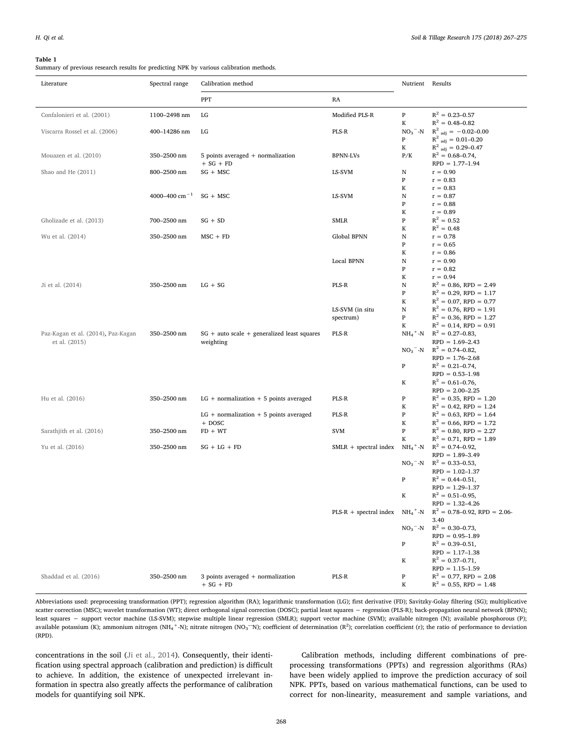**Table 1**
Summary of previous research results for predicting NPK by various calibration methods.

| Literature | Spectral range | Calibration method | | Nutrient | Results |
|---|---|---|---|---|---|
| | | PPT | RA | | |
| Confalonieri et al. (2001) | 1100–2498 nm | LG | Modified PLS-R | P | $R^2$ = 0.23–0.57 |
| | | | | K | $R^2$ = 0.48–0.82 |
| Viscarra Rossel et al. (2006) | 400–14286 nm | LG | PLS-R | $NO_3^-$-N | $R^2_{adj}$ = −0.02–0.00 |
| | | | | P | $R^2_{adj}$ = 0.01–0.20 |
| | | | | K | $R^2_{adj}$ = 0.29–0.47 |
| Mouazen et al. (2010) | 350–2500 nm | 5 points averaged + normalization + SG + FD | BPNN-LVs | P/K | $R^2$ = 0.68–0.74, RPD = 1.77–1.94 |
| Shao and He (2011) | 800–2500 nm | SG + MSC | LS-SVM | N | r = 0.90 |
| | | | | P | r = 0.83 |
| | | | | K | r = 0.83 |
| | 4000–400 $cm^{-1}$ | SG + MSC | LS-SVM | N | r = 0.87 |
| | | | | P | r = 0.88 |
| | | | | K | r = 0.89 |
| Gholizade et al. (2013) | 700–2500 nm | SG + SD | SMLR | P | $R^2$ = 0.52 |
| | | | | K | $R^2$ = 0.48 |
| Wu et al. (2014) | 350–2500 nm | MSC + FD | Global BPNN | N | r = 0.78 |
| | | | | P | r = 0.65 |
| | | | | K | r = 0.86 |
| | | | Local BPNN | N | r = 0.90 |
| | | | | P | r = 0.82 |
| | | | | K | r = 0.94 |
| Ji et al. (2014) | 350–2500 nm | LG + SG | PLS-R | N | $R^2$ = 0.86, RPD = 2.49 |
| | | | | P | $R^2$ = 0.29, RPD = 1.17 |
| | | | | K | $R^2$ = 0.07, RPD = 0.77 |
| | | | LS-SVM (in situ spectrum) | N | $R^2$ = 0.76, RPD = 1.91 |
| | | | | P | $R^2$ = 0.36, RPD = 1.27 |
| | | | | K | $R^2$ = 0.14, RPD = 0.91 |
| Paz-Kagan et al. (2014), Paz-Kagan et al. (2015) | 350–2500 nm | SG + auto scale + generalized least squares weighting | PLS-R | $NH_4^+$-N | $R^2$ = 0.27–0.83, RPD = 1.69–2.43 |
| | | | | $NO_3^-$-N | $R^2$ = 0.74–0.82, RPD = 1.76–2.68 |
| | | | | P | $R^2$ = 0.21–0.74, RPD = 0.53–1.98 |
| | | | | K | $R^2$ = 0.61–0.76, RPD = 2.00–2.25 |
| Hu et al. (2016) | 350–2500 nm | LG + normalization + 5 points averaged | PLS-R | P | $R^2$ = 0.35, RPD = 1.20 |
| | | | | K | $R^2$ = 0.42, RPD = 1.24 |
| | | LG + normalization + 5 points averaged + DOSC | PLS-R | P | $R^2$ = 0.63, RPD = 1.64 |
| | | | | K | $R^2$ = 0.66, RPD = 1.72 |
| Sarathjith et al. (2016) | 350–2500 nm | FD + WT | SVM | P | $R^2$ = 0.80, RPD = 2.27 |
| | | | | K | $R^2$ = 0.71, RPD = 1.89 |
| Yu et al. (2016) | 350–2500 nm | SG + LG + FD | SMLR + spectral index | $NH_4^+$-N | $R^2$ = 0.74–0.92, RPD = 1.89–3.49 |
| | | | | $NO_3^-$-N | $R^2$ = 0.33–0.53, RPD = 1.02–1.37 |
| | | | | P | $R^2$ = 0.44–0.51, RPD = 1.29–1.37 |
| | | | | K | $R^2$ = 0.51–0.95, RPD = 1.32–4.26 |
| | | | PLS-R + spectral index | $NH_4^+$-N | $R^2$ = 0.78–0.92, RPD = 2.06-3.40 |
| | | | | $NO_3^-$-N | $R^2$ = 0.30–0.73, RPD = 0.95–1.89 |
| | | | | P | $R^2$ = 0.39–0.51, RPD = 1.17–1.38 |
| | | | | K | $R^2$ = 0.37–0.71, RPD = 1.15–1.59 |
| Shaddad et al. (2016) | 350–2500 nm | 3 points averaged + normalization + SG + FD | PLS-R | P | $R^2$ = 0.77, RPD = 2.08 |
| | | | | K | $R^2$ = 0.55, RPD = 1.48 |

Abbreviations used: preprocessing transformation (PPT); regression algorithm (RA); logarithmic transformation (LG); first derivative (FD); Savitzky-Golay filtering (SG); multiplicative scatter correction (MSC); wavelet transformation (WT); direct orthogonal signal correction (DOSC); partial least squares − regression (PLS-R); back-propagation neural network (BPNN); least squares − support vector machine (LS-SVM); stepwise multiple linear regression (SMLR); support vector machine (SVM); available nitrogen (N); available phosphorous (P); available potassium (K); ammonium nitrogen ($NH_4^+$-N); nitrate nitrogen ($NO_3^-$–N); coefficient of determination ($R^2$); correlation coefficient (r); the ratio of performance to deviation (RPD).

concentrations in the soil (Ji et al., 2014). Consequently, their identification using spectral approach (calibration and prediction) is difficult to achieve. In addition, the existence of unexpected irrelevant information in spectra also greatly affects the performance of calibration models for quantifying soil NPK.

Calibration methods, including different combinations of preprocessing transformations (PPTs) and regression algorithms (RAs) have been widely applied to improve the prediction accuracy of soil NPK. PPTs, based on various mathematical functions, can be used to correct for non-linearity, measurement and sample variations, and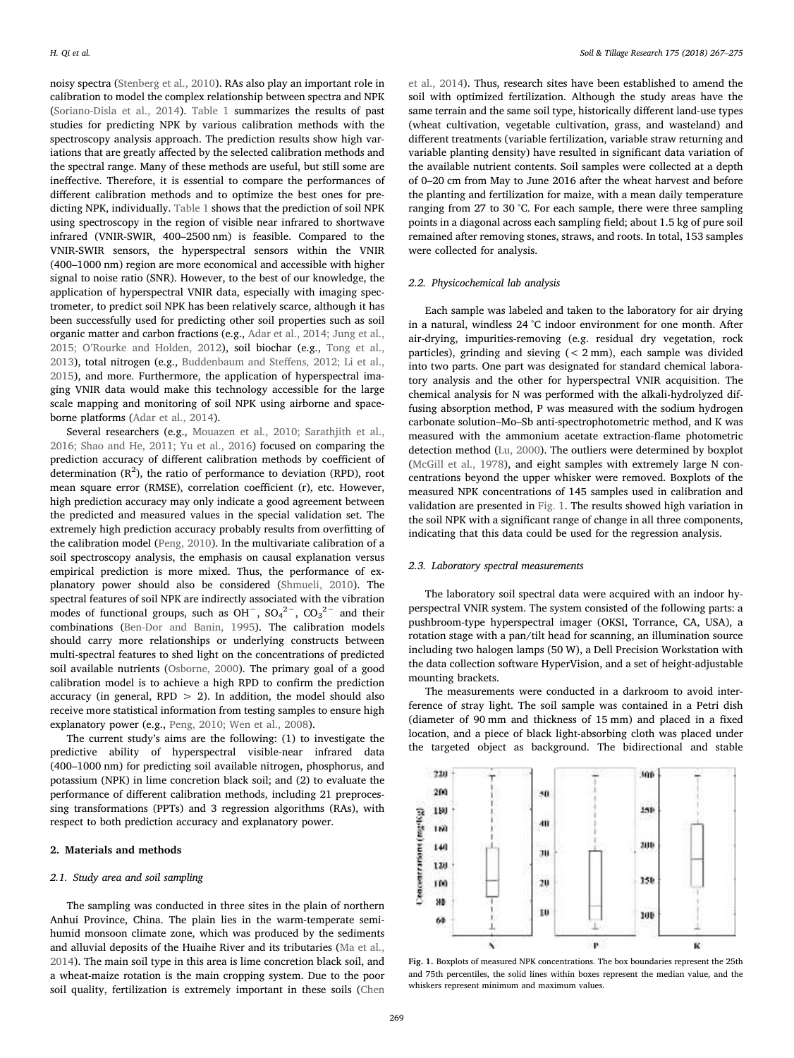noisy spectra (Stenberg et al., 2010). RAs also play an important role in calibration to model the complex relationship between spectra and NPK (Soriano-Disla et al., 2014). Table 1 summarizes the results of past studies for predicting NPK by various calibration methods with the spectroscopy analysis approach. The prediction results show high variations that are greatly affected by the selected calibration methods and the spectral range. Many of these methods are useful, but still some are ineffective. Therefore, it is essential to compare the performances of different calibration methods and to optimize the best ones for predicting NPK, individually. Table 1 shows that the prediction of soil NPK using spectroscopy in the region of visible near infrared to shortwave infrared (VNIR-SWIR, 400–2500 nm) is feasible. Compared to the VNIR-SWIR sensors, the hyperspectral sensors within the VNIR (400–1000 nm) region are more economical and accessible with higher signal to noise ratio (SNR). However, to the best of our knowledge, the application of hyperspectral VNIR data, especially with imaging spectrometer, to predict soil NPK has been relatively scarce, although it has been successfully used for predicting other soil properties such as soil organic matter and carbon fractions (e.g., Adar et al., 2014; Jung et al., 2015; O'Rourke and Holden, 2012), soil biochar (e.g., Tong et al., 2013), total nitrogen (e.g., Buddenbaum and Steffens, 2012; Li et al., 2015), and more. Furthermore, the application of hyperspectral imaging VNIR data would make this technology accessible for the large scale mapping and monitoring of soil NPK using airborne and spaceborne platforms (Adar et al., 2014).

Several researchers (e.g., Mouazen et al., 2010; Sarathjith et al., 2016; Shao and He, 2011; Yu et al., 2016) focused on comparing the prediction accuracy of different calibration methods by coefficient of determination ($R^2$), the ratio of performance to deviation (RPD), root mean square error (RMSE), correlation coefficient (r), etc. However, high prediction accuracy may only indicate a good agreement between the predicted and measured values in the special validation set. The extremely high prediction accuracy probably results from overfitting of the calibration model (Peng, 2010). In the multivariate calibration of a soil spectroscopy analysis, the emphasis on causal explanation versus empirical prediction is more mixed. Thus, the performance of explanatory power should also be considered (Shmueli, 2010). The spectral features of soil NPK are indirectly associated with the vibration modes of functional groups, such as $OH^-$, $SO_4^{2-}$, $CO_3^{2-}$ and their combinations (Ben-Dor and Banin, 1995). The calibration models should carry more relationships or underlying constructs between multi-spectral features to shed light on the concentrations of predicted soil available nutrients (Osborne, 2000). The primary goal of a good calibration model is to achieve a high RPD to confirm the prediction accuracy (in general, RPD > 2). In addition, the model should also receive more statistical information from testing samples to ensure high explanatory power (e.g., Peng, 2010; Wen et al., 2008).

The current study's aims are the following: (1) to investigate the predictive ability of hyperspectral visible-near infrared data (400–1000 nm) for predicting soil available nitrogen, phosphorus, and potassium (NPK) in lime concretion black soil; and (2) to evaluate the performance of different calibration methods, including 21 preprocessing transformations (PPTs) and 3 regression algorithms (RAs), with respect to both prediction accuracy and explanatory power.

## 2. Materials and methods

### 2.1. Study area and soil sampling

The sampling was conducted in three sites in the plain of northern Anhui Province, China. The plain lies in the warm-temperate semi-humid monsoon climate zone, which was produced by the sediments and alluvial deposits of the Huaihe River and its tributaries (Ma et al., 2014). The main soil type in this area is lime concretion black soil, and a wheat-maize rotation is the main cropping system. Due to the poor soil quality, fertilization is extremely important in these soils (Chen et al., 2014). Thus, research sites have been established to amend the soil with optimized fertilization. Although the study areas have the same terrain and the same soil type, historically different land-use types (wheat cultivation, vegetable cultivation, grass, and wasteland) and different treatments (variable fertilization, variable straw returning and variable planting density) have resulted in significant data variation of the available nutrient contents. Soil samples were collected at a depth of 0–20 cm from May to June 2016 after the wheat harvest and before the planting and fertilization for maize, with a mean daily temperature ranging from 27 to 30 °C. For each sample, there were three sampling points in a diagonal across each sampling field; about 1.5 kg of pure soil remained after removing stones, straws, and roots. In total, 153 samples were collected for analysis.

### 2.2. Physicochemical lab analysis

Each sample was labeled and taken to the laboratory for air drying in a natural, windless 24 °C indoor environment for one month. After air-drying, impurities-removing (e.g. residual dry vegetation, rock particles), grinding and sieving (< 2 mm), each sample was divided into two parts. One part was designated for standard chemical laboratory analysis and the other for hyperspectral VNIR acquisition. The chemical analysis for N was performed with the alkali-hydrolyzed diffusing absorption method, P was measured with the sodium hydrogen carbonate solution–Mo–Sb anti-spectrophotometric method, and K was measured with the ammonium acetate extraction-flame photometric detection method (Lu, 2000). The outliers were determined by boxplot (McGill et al., 1978), and eight samples with extremely large N concentrations beyond the upper whisker were removed. Boxplots of the measured NPK concentrations of 145 samples used in calibration and validation are presented in Fig. 1. The results showed high variation in the soil NPK with a significant range of change in all three components, indicating that this data could be used for the regression analysis.

### 2.3. Laboratory spectral measurements

The laboratory soil spectral data were acquired with an indoor hyperspectral VNIR system. The system consisted of the following parts: a pushbroom-type hyperspectral imager (OKSI, Torrance, CA, USA), a rotation stage with a pan/tilt head for scanning, an illumination source including two halogen lamps (50 W), a Dell Precision Workstation with the data collection software HyperVision, and a set of height-adjustable mounting brackets.

The measurements were conducted in a darkroom to avoid interference of stray light. The soil sample was contained in a Petri dish (diameter of 90 mm and thickness of 15 mm) and placed in a fixed location, and a piece of black light-absorbing cloth was placed under the targeted object as background. The bidirectional and stable

Concentrations (mg/kg)
220 200 180 160 140 120 100 80 60
50 40 30 20 10
300 250 200 150 100
N P K

Fig. 1. Boxplots of measured NPK concentrations. The box boundaries represent the 25th and 75th percentiles, the solid lines within boxes represent the median value, and the whiskers represent minimum and maximum values.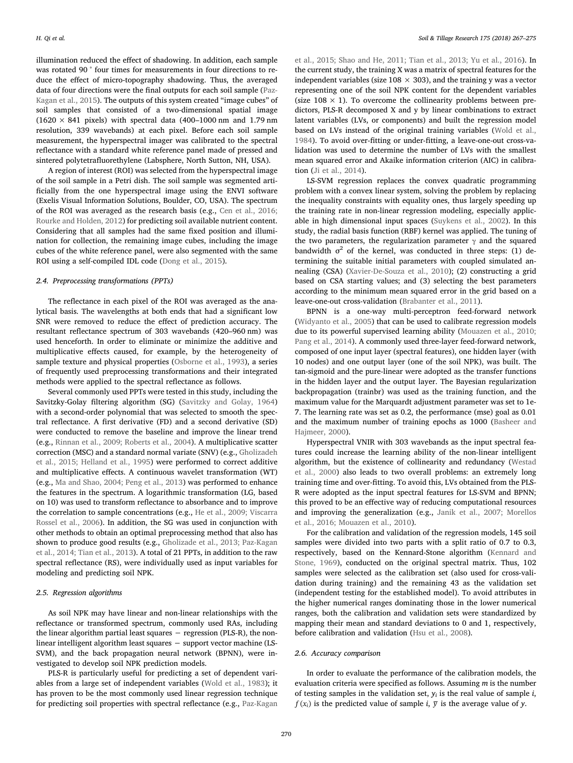illumination reduced the effect of shadowing. In addition, each sample was rotated 90 ° four times for measurements in four directions to reduce the effect of micro-topography shadowing. Thus, the averaged data of four directions were the final outputs for each soil sample (Paz-Kagan et al., 2015). The outputs of this system created "image cubes" of soil samples that consisted of a two-dimensional spatial image (1620 × 841 pixels) with spectral data (400–1000 nm and 1.79 nm resolution, 339 wavebands) at each pixel. Before each soil sample measurement, the hyperspectral imager was calibrated to the spectral reflectance with a standard white reference panel made of pressed and sintered polytetrafluorethylene (Labsphere, North Sutton, NH, USA).

A region of interest (ROI) was selected from the hyperspectral image of the soil sample in a Petri dish. The soil sample was segmented artificially from the one hyperspectral image using the ENVI software (Exelis Visual Information Solutions, Boulder, CO, USA). The spectrum of the ROI was averaged as the research basis (e.g., Cen et al., 2016; Rourke and Holden, 2012) for predicting soil available nutrient content. Considering that all samples had the same fixed position and illumination for collection, the remaining image cubes, including the image cubes of the white reference panel, were also segmented with the same ROI using a self-compiled IDL code (Dong et al., 2015).

### 2.4. Preprocessing transformations (PPTs)

The reflectance in each pixel of the ROI was averaged as the analytical basis. The wavelengths at both ends that had a significant low SNR were removed to reduce the effect of prediction accuracy. The resultant reflectance spectrum of 303 wavebands (420–960 nm) was used henceforth. In order to eliminate or minimize the additive and multiplicative effects caused, for example, by the heterogeneity of sample texture and physical properties (Osborne et al., 1993), a series of frequently used preprocessing transformations and their integrated methods were applied to the spectral reflectance as follows.

Several commonly used PPTs were tested in this study, including the Savitzky-Golay filtering algorithm (SG) (Savitzky and Golay, 1964) with a second-order polynomial that was selected to smooth the spectral reflectance. A first derivative (FD) and a second derivative (SD) were conducted to remove the baseline and improve the linear trend (e.g., Rinnan et al., 2009; Roberts et al., 2004). A multiplicative scatter correction (MSC) and a standard normal variate (SNV) (e.g., Gholizadeh et al., 2015; Helland et al., 1995) were performed to correct additive and multiplicative effects. A continuous wavelet transformation (WT) (e.g., Ma and Shao, 2004; Peng et al., 2013) was performed to enhance the features in the spectrum. A logarithmic transformation (LG, based on 10) was used to transform reflectance to absorbance and to improve the correlation to sample concentrations (e.g., He et al., 2009; Viscarra Rossel et al., 2006). In addition, the SG was used in conjunction with other methods to obtain an optimal preprocessing method that also has shown to produce good results (e.g., Gholizade et al., 2013; Paz-Kagan et al., 2014; Tian et al., 2013). A total of 21 PPTs, in addition to the raw spectral reflectance (RS), were individually used as input variables for modeling and predicting soil NPK.

### 2.5. Regression algorithms

As soil NPK may have linear and non-linear relationships with the reflectance or transformed spectrum, commonly used RAs, including the linear algorithm partial least squares − regression (PLS-R), the non-linear intelligent algorithm least squares − support vector machine (LS-SVM), and the back propagation neural network (BPNN), were investigated to develop soil NPK prediction models.

PLS-R is particularly useful for predicting a set of dependent variables from a large set of independent variables (Wold et al., 1983); it has proven to be the most commonly used linear regression technique for predicting soil properties with spectral reflectance (e.g., Paz-Kagan et al., 2015; Shao and He, 2011; Tian et al., 2013; Yu et al., 2016). In the current study, the training X was a matrix of spectral features for the independent variables (size 108 × 303), and the training y was a vector representing one of the soil NPK content for the dependent variables (size 108 × 1). To overcome the collinearity problems between predictors, PLS-R decomposed X and y by linear combinations to extract latent variables (LVs, or components) and built the regression model based on LVs instead of the original training variables (Wold et al., 1984). To avoid over-fitting or under-fitting, a leave-one-out cross-validation was used to determine the number of LVs with the smallest mean squared error and Akaike information criterion (AIC) in calibration (Ji et al., 2014).

LS-SVM regression replaces the convex quadratic programming problem with a convex linear system, solving the problem by replacing the inequality constraints with equality ones, thus largely speeding up the training rate in non-linear regression modeling, especially applicable in high dimensional input spaces (Suykens et al., 2002). In this study, the radial basis function (RBF) kernel was applied. The tuning of the two parameters, the regularization parameter $\gamma$ and the squared bandwidth $\sigma^2$ of the kernel, was conducted in three steps: (1) determining the suitable initial parameters with coupled simulated annealing (CSA) (Xavier-De-Souza et al., 2010); (2) constructing a grid based on CSA starting values; and (3) selecting the best parameters according to the minimum mean squared error in the grid based on a leave-one-out cross-validation (Brabanter et al., 2011).

BPNN is a one-way multi-perceptron feed-forward network (Widyanto et al., 2005) that can be used to calibrate regression models due to its powerful supervised learning ability (Mouazen et al., 2010; Pang et al., 2014). A commonly used three-layer feed-forward network, composed of one input layer (spectral features), one hidden layer (with 10 nodes) and one output layer (one of the soil NPK), was built. The tan-sigmoid and the pure-linear were adopted as the transfer functions in the hidden layer and the output layer. The Bayesian regularization backpropagation (trainbr) was used as the training function, and the maximum value for the Marquardt adjustment parameter was set to 1e-7. The learning rate was set as 0.2, the performance (mse) goal as 0.01 and the maximum number of training epochs as 1000 (Basheer and Hajmeer, 2000).

Hyperspectral VNIR with 303 wavebands as the input spectral features could increase the learning ability of the non-linear intelligent algorithm, but the existence of collinearity and redundancy (Westad et al., 2000) also leads to two overall problems: an extremely long training time and over-fitting. To avoid this, LVs obtained from the PLS-R were adopted as the input spectral features for LS-SVM and BPNN; this proved to be an effective way of reducing computational resources and improving the generalization (e.g., Janik et al., 2007; Morellos et al., 2016; Mouazen et al., 2010).

For the calibration and validation of the regression models, 145 soil samples were divided into two parts with a split ratio of 0.7 to 0.3, respectively, based on the Kennard-Stone algorithm (Kennard and Stone, 1969), conducted on the original spectral matrix. Thus, 102 samples were selected as the calibration set (also used for cross-validation during training) and the remaining 43 as the validation set (independent testing for the established model). To avoid attributes in the higher numerical ranges dominating those in the lower numerical ranges, both the calibration and validation sets were standardized by mapping their mean and standard deviations to 0 and 1, respectively, before calibration and validation (Hsu et al., 2008).

### 2.6. Accuracy comparison

In order to evaluate the performance of the calibration models, the evaluation criteria were specified as follows. Assuming $m$ is the number of testing samples in the validation set, $y_i$ is the real value of sample $i$, $f(x_i)$ is the predicted value of sample $i$, $\bar{y}$ is the average value of $y$.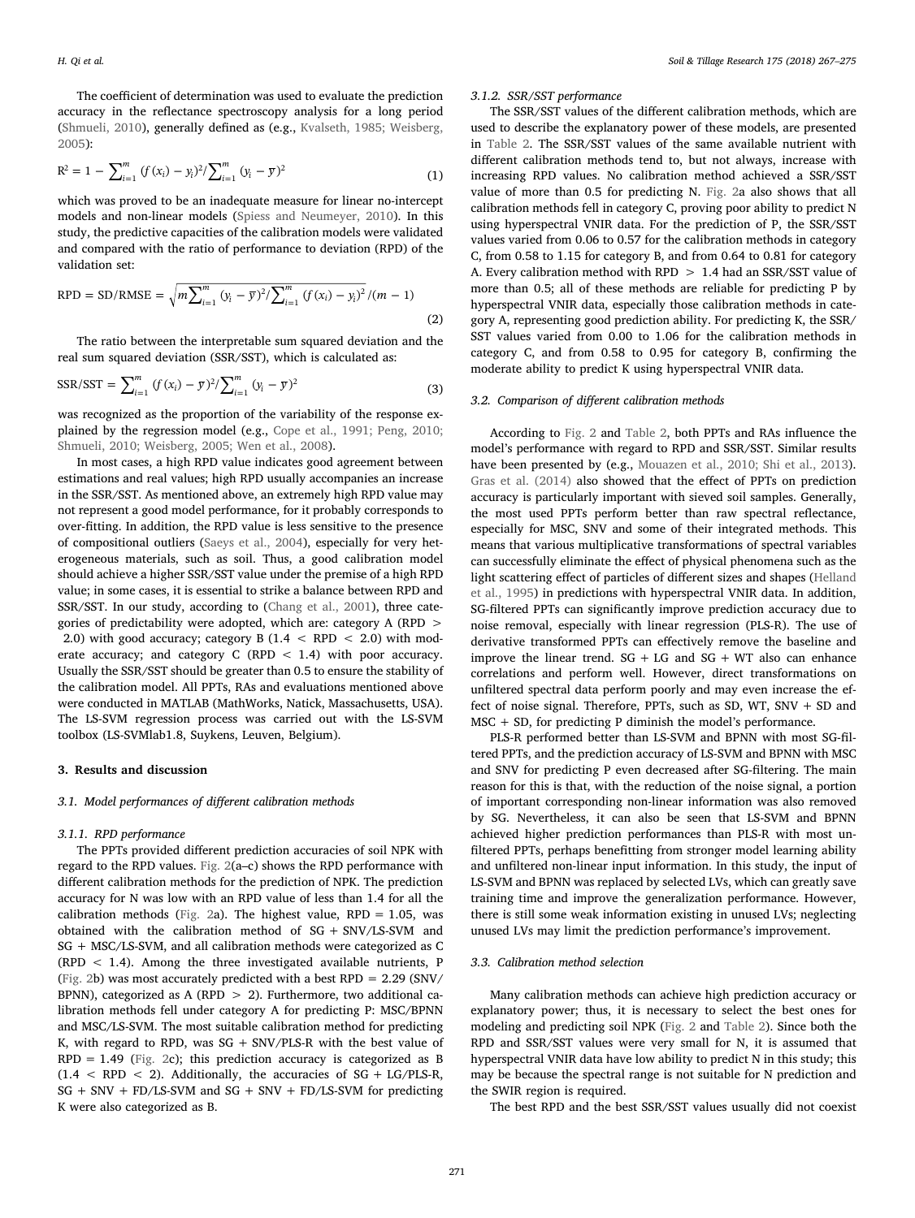The coefficient of determination was used to evaluate the prediction accuracy in the reflectance spectroscopy analysis for a long period (Shmueli, 2010), generally defined as (e.g., Kvalseth, 1985; Weisberg, 2005):

$$R^2 = 1 - \sum_{i=1}^{m} (f(x_i) - y_i)^2 / \sum_{i=1}^{m} (y_i - \bar{y})^2 \quad (1)$$

which was proved to be an inadequate measure for linear no-intercept models and non-linear models (Spiess and Neumeyer, 2010). In this study, the predictive capacities of the calibration models were validated and compared with the ratio of performance to deviation (RPD) of the validation set:

$$\text{RPD} = \text{SD}/\text{RMSE} = \sqrt{m\sum_{i=1}^{m} (y_i - \bar{y})^2 / \sum_{i=1}^{m} (f(x_i) - y_i)^2 / (m-1)} \quad (2)$$

The ratio between the interpretable sum squared deviation and the real sum squared deviation (SSR/SST), which is calculated as:

$$\text{SSR/SST} = \sum_{i=1}^{m} (f(x_i) - \bar{y})^2 / \sum_{i=1}^{m} (y_i - \bar{y})^2 \quad (3)$$

was recognized as the proportion of the variability of the response explained by the regression model (e.g., Cope et al., 1991; Peng, 2010; Shmueli, 2010; Weisberg, 2005; Wen et al., 2008).

In most cases, a high RPD value indicates good agreement between estimations and real values; high RPD usually accompanies an increase in the SSR/SST. As mentioned above, an extremely high RPD value may not represent a good model performance, for it probably corresponds to over-fitting. In addition, the RPD value is less sensitive to the presence of compositional outliers (Saeys et al., 2004), especially for very heterogeneous materials, such as soil. Thus, a good calibration model should achieve a higher SSR/SST value under the premise of a high RPD value; in some cases, it is essential to strike a balance between RPD and SSR/SST. In our study, according to (Chang et al., 2001), three categories of predictability were adopted, which are: category A (RPD $>$ 2.0) with good accuracy; category B ($1.4 <$ RPD $< 2.0$) with moderate accuracy; and category C (RPD $< 1.4$) with poor accuracy. Usually the SSR/SST should be greater than 0.5 to ensure the stability of the calibration model. All PPTs, RAs and evaluations mentioned above were conducted in MATLAB (MathWorks, Natick, Massachusetts, USA). The LS-SVM regression process was carried out with the LS-SVM toolbox (LS-SVMlab1.8, Suykens, Leuven, Belgium).

## 3. Results and discussion

### 3.1. Model performances of different calibration methods

#### 3.1.1. RPD performance

The PPTs provided different prediction accuracies of soil NPK with regard to the RPD values. Fig. 2(a–c) shows the RPD performance with different calibration methods for the prediction of NPK. The prediction accuracy for N was low with an RPD value of less than 1.4 for all the calibration methods (Fig. 2a). The highest value, RPD = 1.05, was obtained with the calibration method of SG + SNV/LS-SVM and SG + MSC/LS-SVM, and all calibration methods were categorized as C (RPD $< 1.4$). Among the three investigated available nutrients, P (Fig. 2b) was most accurately predicted with a best RPD = 2.29 (SNV/BPNN), categorized as A (RPD $> 2$). Furthermore, two additional calibration methods fell under category A for predicting P: MSC/BPNN and MSC/LS-SVM. The most suitable calibration method for predicting K, with regard to RPD, was SG + SNV/PLS-R with the best value of RPD = 1.49 (Fig. 2c); this prediction accuracy is categorized as B ($1.4 <$ RPD $< 2$). Additionally, the accuracies of SG + LG/PLS-R, SG + SNV + FD/LS-SVM and SG + SNV + FD/LS-SVM for predicting K were also categorized as B.

#### 3.1.2. SSR/SST performance

The SSR/SST values of the different calibration methods, which are used to describe the explanatory power of these models, are presented in Table 2. The SSR/SST values of the same available nutrient with different calibration methods tend to, but not always, increase with increasing RPD values. No calibration method achieved a SSR/SST value of more than 0.5 for predicting N. Fig. 2a also shows that all calibration methods fell in category C, proving poor ability to predict N using hyperspectral VNIR data. For the prediction of P, the SSR/SST values varied from 0.06 to 0.57 for the calibration methods in category C, from 0.58 to 1.15 for category B, and from 0.64 to 0.81 for category A. Every calibration method with RPD $> 1.4$ had an SSR/SST value of more than 0.5; all of these methods are reliable for predicting P by hyperspectral VNIR data, especially those calibration methods in category A, representing good prediction ability. For predicting K, the SSR/SST values varied from 0.00 to 1.06 for the calibration methods in category C, and from 0.58 to 0.95 for category B, confirming the moderate ability to predict K using hyperspectral VNIR data.

### 3.2. Comparison of different calibration methods

According to Fig. 2 and Table 2, both PPTs and RAs influence the model's performance with regard to RPD and SSR/SST. Similar results have been presented by (e.g., Mouazen et al., 2010; Shi et al., 2013). Gras et al. (2014) also showed that the effect of PPTs on prediction accuracy is particularly important with sieved soil samples. Generally, the most used PPTs perform better than raw spectral reflectance, especially for MSC, SNV and some of their integrated methods. This means that various multiplicative transformations of spectral variables can successfully eliminate the effect of physical phenomena such as the light scattering effect of particles of different sizes and shapes (Helland et al., 1995) in predictions with hyperspectral VNIR data. In addition, SG-filtered PPTs can significantly improve prediction accuracy due to noise removal, especially with linear regression (PLS-R). The use of derivative transformed PPTs can effectively remove the baseline and improve the linear trend. SG + LG and SG + WT also can enhance correlations and perform well. However, direct transformations on unfiltered spectral data perform poorly and may even increase the effect of noise signal. Therefore, PPTs, such as SD, WT, SNV + SD and MSC + SD, for predicting P diminish the model's performance.

PLS-R performed better than LS-SVM and BPNN with most SG-filtered PPTs, and the prediction accuracy of LS-SVM and BPNN with MSC and SNV for predicting P even decreased after SG-filtering. The main reason for this is that, with the reduction of the noise signal, a portion of important corresponding non-linear information was also removed by SG. Nevertheless, it can also be seen that LS-SVM and BPNN achieved higher prediction performances than PLS-R with most unfiltered PPTs, perhaps benefitting from stronger model learning ability and unfiltered non-linear input information. In this study, the input of LS-SVM and BPNN was replaced by selected LVs, which can greatly save training time and improve the generalization performance. However, there is still some weak information existing in unused LVs; neglecting unused LVs may limit the prediction performance's improvement.

### 3.3. Calibration method selection

Many calibration methods can achieve high prediction accuracy or explanatory power; thus, it is necessary to select the best ones for modeling and predicting soil NPK (Fig. 2 and Table 2). Since both the RPD and SSR/SST values were very small for N, it is assumed that hyperspectral VNIR data have low ability to predict N in this study; this may be because the spectral range is not suitable for N prediction and the SWIR region is required.

The best RPD and the best SSR/SST values usually did not coexist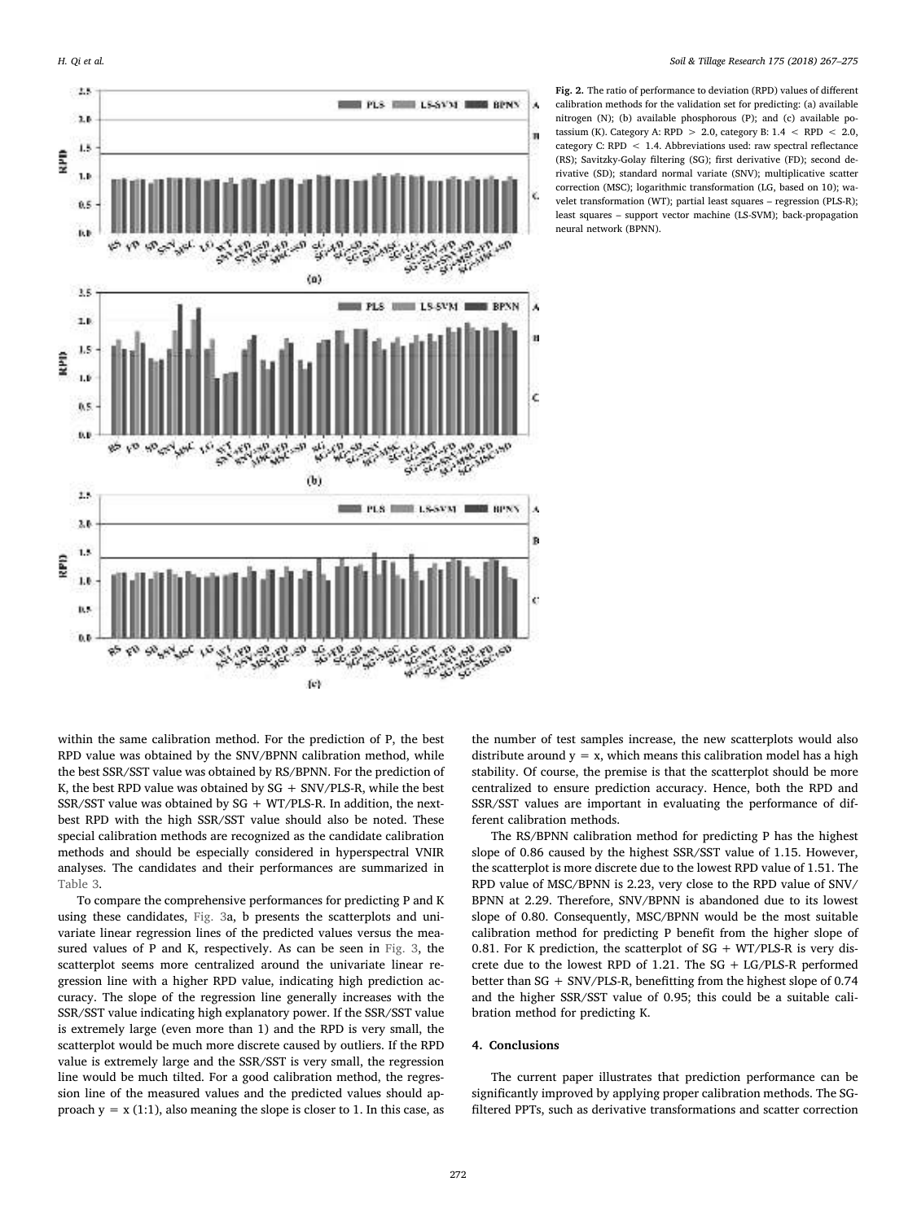**Fig. 2.** The ratio of performance to deviation (RPD) values of different calibration methods for the validation set for predicting: (a) available nitrogen (N); (b) available phosphorous (P); and (c) available potassium (K). Category A: RPD > 2.0, category B: 1.4 < RPD < 2.0, category C: RPD < 1.4. Abbreviations used: raw spectral reflectance (RS); Savitzky-Golay filtering (SG); first derivative (FD); second derivative (SD); standard normal variate (SNV); multiplicative scatter correction (MSC); logarithmic transformation (LG, based on 10); wavelet transformation (WT); partial least squares – regression (PLS-R); least squares – support vector machine (LS-SVM); back-propagation neural network (BPNN).

within the same calibration method. For the prediction of P, the best RPD value was obtained by the SNV/BPNN calibration method, while the best SSR/SST value was obtained by RS/BPNN. For the prediction of K, the best RPD value was obtained by SG + SNV/PLS-R, while the best SSR/SST value was obtained by SG + WT/PLS-R. In addition, the next-best RPD with the high SSR/SST value should also be noted. These special calibration methods are recognized as the candidate calibration methods and should be especially considered in hyperspectral VNIR analyses. The candidates and their performances are summarized in Table 3.

To compare the comprehensive performances for predicting P and K using these candidates, Fig. 3a, b presents the scatterplots and univariate linear regression lines of the predicted values versus the measured values of P and K, respectively. As can be seen in Fig. 3, the scatterplot seems more centralized around the univariate linear regression line with a higher RPD value, indicating high prediction accuracy. The slope of the regression line generally increases with the SSR/SST value indicating high explanatory power. If the SSR/SST value is extremely large (even more than 1) and the RPD is very small, the scatterplot would be much more discrete caused by outliers. If the RPD value is extremely large and the SSR/SST is very small, the regression line would be much tilted. For a good calibration method, the regression line of the measured values and the predicted values should approach $y = x$ (1:1), also meaning the slope is closer to 1. In this case, as the number of test samples increase, the new scatterplots would also distribute around $y = x$, which means this calibration model has a high stability. Of course, the premise is that the scatterplot should be more centralized to ensure prediction accuracy. Hence, both the RPD and SSR/SST values are important in evaluating the performance of different calibration methods.

The RS/BPNN calibration method for predicting P has the highest slope of 0.86 caused by the highest SSR/SST value of 1.15. However, the scatterplot is more discrete due to the lowest RPD value of 1.51. The RPD value of MSC/BPNN is 2.23, very close to the RPD value of SNV/BPNN at 2.29. Therefore, SNV/BPNN is abandoned due to its lowest slope of 0.80. Consequently, MSC/BPNN would be the most suitable calibration method for predicting P benefit from the higher slope of 0.81. For K prediction, the scatterplot of SG + WT/PLS-R is very discrete due to the lowest RPD of 1.21. The SG + LG/PLS-R performed better than SG + SNV/PLS-R, benefitting from the highest slope of 0.74 and the higher SSR/SST value of 0.95; this could be a suitable calibration method for predicting K.

## 4. Conclusions

The current paper illustrates that prediction performance can be significantly improved by applying proper calibration methods. The SG-filtered PPTs, such as derivative transformations and scatter correction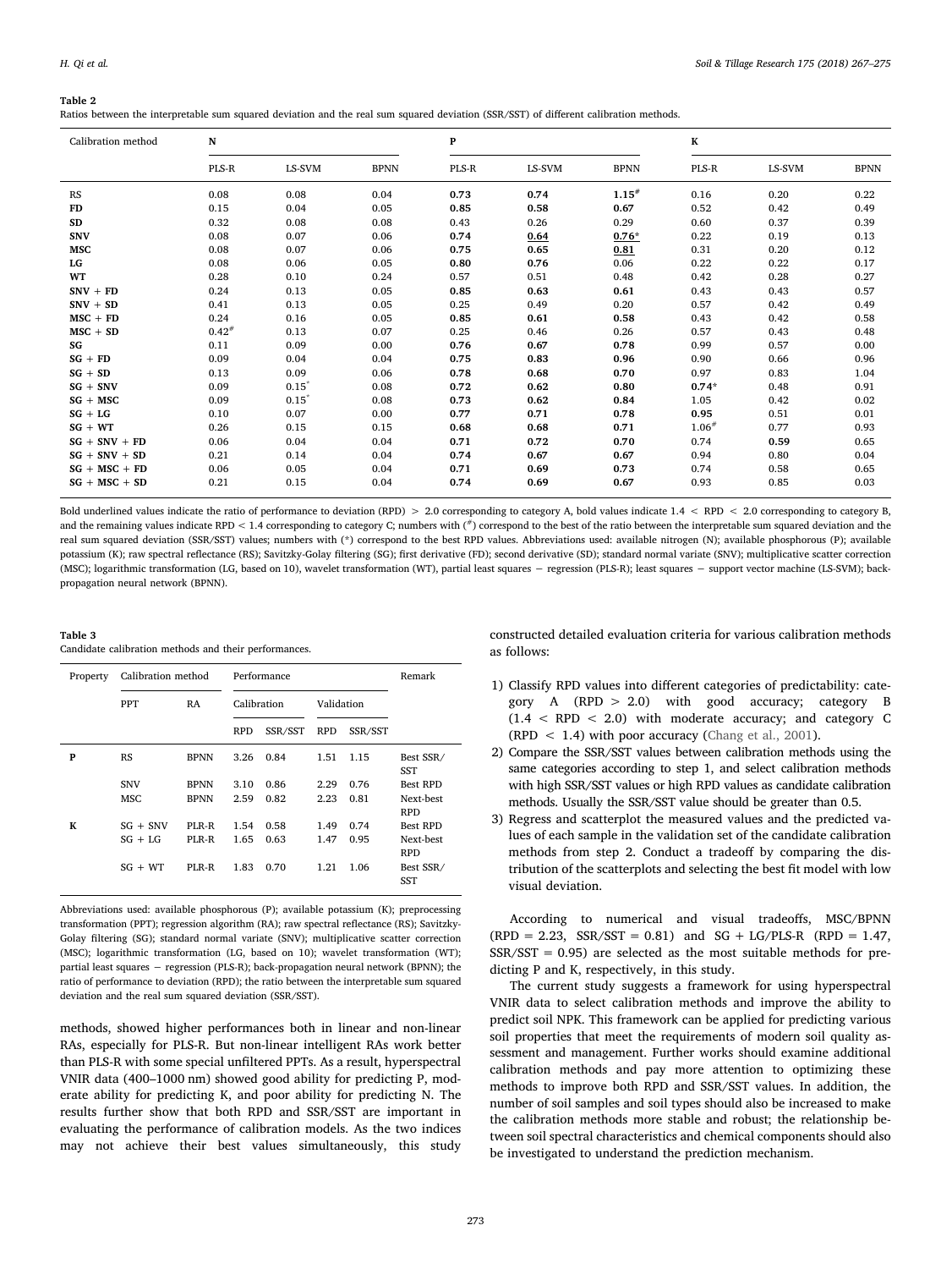**Table 2**
Ratios between the interpretable sum squared deviation and the real sum squared deviation (SSR/SST) of different calibration methods.

| Calibration method | N | | | P | | | K | | |
|---|---|---|---|---|---|---|---|---|---|
| | PLS-R | LS-SVM | BPNN | PLS-R | LS-SVM | BPNN | PLS-R | LS-SVM | BPNN |
| **RS** | 0.08 | 0.08 | 0.04 | **0.73** | **0.74** | **1.15**[#] | 0.16 | 0.20 | 0.22 |
| **FD** | 0.15 | 0.04 | 0.05 | **0.85** | 0.58 | **0.67** | 0.52 | 0.42 | 0.49 |
| **SD** | 0.32 | 0.08 | 0.08 | 0.43 | 0.26 | 0.29 | 0.60 | 0.37 | 0.39 |
| **SNV** | 0.08 | 0.07 | 0.06 | **0.74** | <u>**0.64**</u> | <u>**0.76***</u> | 0.22 | 0.19 | 0.13 |
| **MSC** | 0.08 | 0.07 | 0.06 | **0.75** | **0.65** | <u>**0.81**</u> | 0.31 | 0.20 | 0.12 |
| **LG** | 0.08 | 0.06 | 0.05 | **0.80** | **0.76** | 0.06 | 0.22 | 0.22 | 0.17 |
| **WT** | 0.28 | 0.10 | 0.24 | 0.57 | 0.51 | 0.48 | 0.42 | 0.28 | 0.27 |
| **SNV + FD** | 0.24 | 0.13 | 0.05 | **0.85** | **0.63** | **0.61** | 0.43 | 0.43 | 0.57 |
| **SNV + SD** | 0.41 | 0.13 | 0.05 | 0.25 | 0.49 | 0.20 | 0.57 | 0.42 | 0.49 |
| **MSC + FD** | 0.24 | 0.16 | 0.05 | **0.85** | **0.61** | **0.58** | 0.43 | 0.42 | 0.58 |
| **MSC + SD** | 0.42[#] | 0.13 | 0.07 | 0.25 | 0.46 | 0.26 | 0.57 | 0.43 | 0.48 |
| **SG** | 0.11 | 0.09 | 0.00 | **0.76** | **0.67** | **0.78** | 0.99 | 0.57 | 0.00 |
| **SG + FD** | 0.09 | 0.04 | 0.04 | **0.75** | **0.83** | **0.96** | 0.90 | 0.66 | 0.96 |
| **SG + SD** | 0.13 | 0.09 | 0.06 | **0.78** | **0.68** | **0.70** | 0.97 | 0.83 | 1.04 |
| **SG + SNV** | 0.09 | 0.15* | 0.08 | **0.72** | **0.62** | **0.80** | **0.74*** | 0.48 | 0.91 |
| **SG + MSC** | 0.09 | 0.15* | 0.08 | **0.73** | **0.62** | **0.84** | 1.05 | 0.42 | 0.02 |
| **SG + LG** | 0.10 | 0.07 | 0.00 | **0.77** | **0.71** | **0.78** | **0.95** | 0.51 | 0.01 |
| **SG + WT** | 0.26 | 0.15 | 0.15 | **0.68** | **0.68** | **0.71** | **1.06**[#] | 0.77 | 0.93 |
| **SG + SNV + FD** | 0.06 | 0.04 | 0.04 | **0.71** | **0.72** | **0.70** | 0.74 | **0.59** | 0.65 |
| **SG + SNV + SD** | 0.21 | 0.14 | 0.04 | **0.74** | **0.67** | **0.67** | 0.94 | 0.80 | 0.04 |
| **SG + MSC + FD** | 0.06 | 0.05 | 0.04 | **0.71** | **0.69** | **0.73** | 0.74 | 0.58 | 0.65 |
| **SG + MSC + SD** | 0.21 | 0.15 | 0.04 | **0.74** | **0.69** | **0.67** | 0.93 | 0.85 | 0.03 |

Bold underlined values indicate the ratio of performance to deviation (RPD) > 2.0 corresponding to category A, bold values indicate 1.4 < RPD < 2.0 corresponding to category B, and the remaining values indicate RPD < 1.4 corresponding to category C; numbers with (#) correspond to the best of the ratio between the interpretable sum squared deviation and the real sum squared deviation (SSR/SST) values; numbers with (*) correspond to the best RPD values. Abbreviations used: available nitrogen (N); available phosphorous (P); available potassium (K); raw spectral reflectance (RS); Savitzky-Golay filtering (SG); first derivative (FD); second derivative (SD); standard normal variate (SNV); multiplicative scatter correction (MSC); logarithmic transformation (LG, based on 10), wavelet transformation (WT), partial least squares − regression (PLS-R); least squares − support vector machine (LS-SVM); back-propagation neural network (BPNN).

**Table 3**
Candidate calibration methods and their performances.

| Property | Calibration method | | Performance | | | | Remark |
|---|---|---|---|---|---|---|---|
| | PPT | RA | Calibration | | Validation | | |
| | | | RPD | SSR/SST | RPD | SSR/SST | |
| **P** | RS | BPNN | 3.26 | 0.84 | 1.51 | 1.15 | Best SSR/SST |
| | SNV | BPNN | 3.10 | 0.86 | 2.29 | 0.76 | Best RPD |
| | MSC | BPNN | 2.59 | 0.82 | 2.23 | 0.81 | Next-best RPD |
| **K** | SG + SNV | PLR-R | 1.54 | 0.58 | 1.49 | 0.74 | Best RPD |
| | SG + LG | PLR-R | 1.65 | 0.63 | 1.47 | 0.95 | Next-best RPD |
| | SG + WT | PLR-R | 1.83 | 0.70 | 1.21 | 1.06 | Best SSR/SST |

Abbreviations used: available phosphorous (P); available potassium (K); preprocessing transformation (PPT); regression algorithm (RA); raw spectral reflectance (RS); Savitzky-Golay filtering (SG); standard normal variate (SNV); multiplicative scatter correction (MSC); logarithmic transformation (LG, based on 10); wavelet transformation (WT); partial least squares − regression (PLS-R); back-propagation neural network (BPNN); the ratio of performance to deviation (RPD); the ratio between the interpretable sum squared deviation and the real sum squared deviation (SSR/SST).

methods, showed higher performances both in linear and non-linear RAs, especially for PLS-R. But non-linear intelligent RAs work better than PLS-R with some special unfiltered PPTs. As a result, hyperspectral VNIR data (400–1000 nm) showed good ability for predicting P, moderate ability for predicting K, and poor ability for predicting N. The results further show that both RPD and SSR/SST are important in evaluating the performance of calibration models. As the two indices may not achieve their best values simultaneously, this study constructed detailed evaluation criteria for various calibration methods as follows:

1) Classify RPD values into different categories of predictability: category A (RPD > 2.0) with good accuracy; category B (1.4 < RPD < 2.0) with moderate accuracy; and category C (RPD < 1.4) with poor accuracy (Chang et al., 2001).
2) Compare the SSR/SST values between calibration methods using the same categories according to step 1, and select calibration methods with high SSR/SST values or high RPD values as candidate calibration methods. Usually the SSR/SST value should be greater than 0.5.
3) Regress and scatterplot the measured values and the predicted values of each sample in the validation set of the candidate calibration methods from step 2. Conduct a tradeoff by comparing the distribution of the scatterplots and selecting the best fit model with low visual deviation.

According to numerical and visual tradeoffs, MSC/BPNN (RPD = 2.23, SSR/SST = 0.81) and SG + LG/PLS-R (RPD = 1.47, SSR/SST = 0.95) are selected as the most suitable methods for predicting P and K, respectively, in this study.

The current study suggests a framework for using hyperspectral VNIR data to select calibration methods and improve the ability to predict soil NPK. This framework can be applied for predicting various soil properties that meet the requirements of modern soil quality assessment and management. Further works should examine additional calibration methods and pay more attention to optimizing these methods to improve both RPD and SSR/SST values. In addition, the number of soil samples and soil types should also be increased to make the calibration methods more stable and robust; the relationship between soil spectral characteristics and chemical components should also be investigated to understand the prediction mechanism.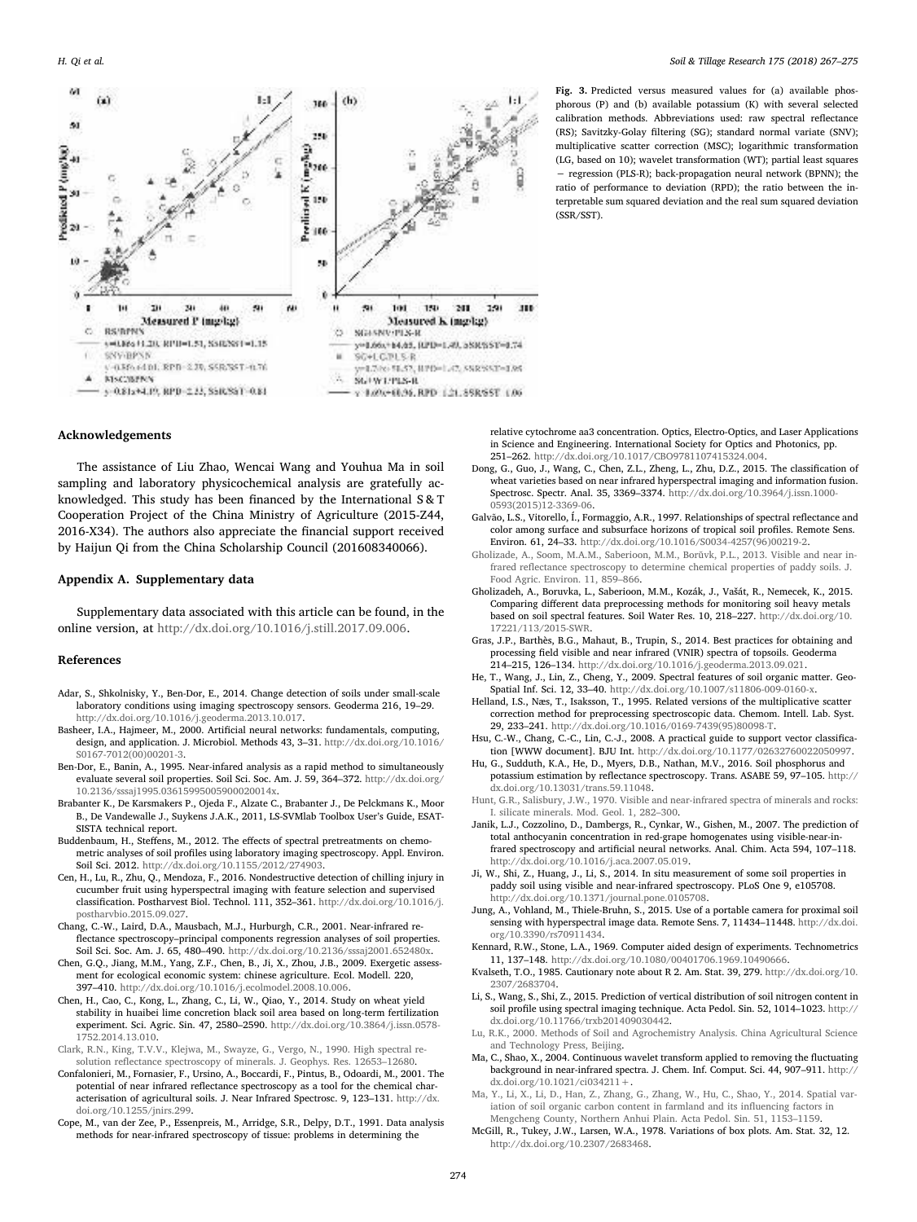(a)

1:1

Predicted P (mg/kg)

Measured P (mg/kg)

RS/BPNN

y=0.86x+1.20, RPD=1.51, SSR/SST=1.15

SNV/BPNN

y=0.85x+4.01, RPD=2.39, SSR/SST=0.76

MSC/BPNN

y=0.81x+4.19, RPD=2.33, SSR/SST=0.81

(b)

1:1

Predicted K (mg/kg)

Measured K (mg/kg)

SG+SNV+PLS-R

y=0.66x+84.65, RPD=1.49, SSR/SST=0.74

SG+LG/PLS-R

y=0.72x+51.57, RPD=1.42, SSR/SST=1.05

SG+WT/PLS-R

y=0.69x+68.96, RPD=1.21, SSR/SST=1.06

**Fig. 3.** Predicted versus measured values for (a) available phosphorous (P) and (b) available potassium (K) with several selected calibration methods. Abbreviations used: raw spectral reflectance (RS); Savitzky-Golay filtering (SG); standard normal variate (SNV); multiplicative scatter correction (MSC); logarithmic transformation (LG, based on 10); wavelet transformation (WT); partial least squares − regression (PLS-R); back-propagation neural network (BPNN); the ratio of performance to deviation (RPD); the ratio between the interpretable sum squared deviation and the real sum squared deviation (SSR/SST).

## Acknowledgements

The assistance of Liu Zhao, Wencai Wang and Youhua Ma in soil sampling and laboratory physicochemical analysis are gratefully acknowledged. This study has been financed by the International S & T Cooperation Project of the China Ministry of Agriculture (2015-Z44, 2016-X34). The authors also appreciate the financial support received by Haijun Qi from the China Scholarship Council (201608340066).

## Appendix A. Supplementary data

Supplementary data associated with this article can be found, in the online version, at http://dx.doi.org/10.1016/j.still.2017.09.006.

## References

Adar, S., Shkolnisky, Y., Ben-Dor, E., 2014. Change detection of soils under small-scale laboratory conditions using imaging spectroscopy sensors. Geoderma 216, 19–29. http://dx.doi.org/10.1016/j.geoderma.2013.10.017.

Basheer, I.A., Hajmeer, M., 2000. Artificial neural networks: fundamentals, computing, design, and application. J. Microbiol. Methods 43, 3–31. http://dx.doi.org/10.1016/S0167-7012(00)00201-3.

Ben-Dor, E., Banin, A., 1995. Near-infared analysis as a rapid method to simultaneously evaluate several soil properties. Soil Sci. Soc. Am. J. 59, 364–372. http://dx.doi.org/10.2136/sssaj1995.03615995005900020014x.

Brabanter K., De Karsmakers P., Ojeda F., Alzate C., Brabanter J., De Pelckmans K., Moor B., De Vandewalle J., Suykens J.A.K., 2011, LS-SVMlab Toolbox User's Guide, ESAT-SISTA technical report.

Buddenbaum, H., Steffens, M., 2012. The effects of spectral pretreatments on chemometric analyses of soil profiles using laboratory imaging spectroscopy. Appl. Environ. Soil Sci. 2012. http://dx.doi.org/10.1155/2012/274903.

Cen, H., Lu, R., Zhu, Q., Mendoza, F., 2016. Nondestructive detection of chilling injury in cucumber fruit using hyperspectral imaging with feature selection and supervised classification. Postharvest Biol. Technol. 111, 352–361. http://dx.doi.org/10.1016/j.postharvbio.2015.09.027.

Chang, C.-W., Laird, D.A., Mausbach, M.J., Hurburgh, C.R., 2001. Near-infrared reflectance spectroscopy–principal components regression analyses of soil properties. Soil Sci. Soc. Am. J. 65, 480–490. http://dx.doi.org/10.2136/sssaj2001.652480x.

Chen, G.Q., Jiang, M.M., Yang, Z.F., Chen, B., Ji, X., Zhou, J.B., 2009. Exergetic assessment for ecological economic system: chinese agriculture. Ecol. Modell. 220, 397–410. http://dx.doi.org/10.1016/j.ecolmodel.2008.10.006.

Chen, H., Cao, C., Kong, L., Zhang, C., Li, W., Qiao, Y., 2014. Study on wheat yield stability in huaibei lime concretion black soil area based on long-term fertilization experiment. Sci. Agric. Sin. 47, 2580–2590. http://dx.doi.org/10.3864/j.issn.0578-1752.2014.13.010.

Clark, R.N., King, T.V.V., Klejwa, M., Swayze, G., Vergo, N., 1990. High spectral resolution reflectance spectroscopy of minerals. J. Geophys. Res. 12653–12680.

Confalonieri, M., Fornasier, F., Ursino, A., Boccardi, F., Pintus, B., Odoardi, M., 2001. The potential of near infrared reflectance spectroscopy as a tool for the chemical characterisation of agricultural soils. J. Near Infrared Spectrosc. 9, 123–131. http://dx.doi.org/10.1255/jnirs.299.

Cope, M., van der Zee, P., Essenpreis, M., Arridge, S.R., Delpy, D.T., 1991. Data analysis methods for near-infrared spectroscopy of tissue: problems in determining the relative cytochrome aa3 concentration. Optics, Electro-Optics, and Laser Applications in Science and Engineering. International Society for Optics and Photonics, pp. 251–262. http://dx.doi.org/10.1017/CBO9781107415324.004.

Dong, G., Guo, J., Wang, C., Chen, Z.L., Zheng, L., Zhu, D.Z., 2015. The classification of wheat varieties based on near infrared hyperspectral imaging and information fusion. Spectrosc. Spectr. Anal. 35, 3369–3374. http://dx.doi.org/10.3964/j.issn.1000-0593(2015)12-3369-06.

Galvão, L.S., Vitorello, Í., Formaggio, A.R., 1997. Relationships of spectral reflectance and color among surface and subsurface horizons of tropical soil profiles. Remote Sens. Environ. 61, 24–33. http://dx.doi.org/10.1016/S0034-4257(96)00219-2.

Gholizade, A., Soom, M.A.M., Saberioon, M.M., Borůvk, P.L., 2013. Visible and near infrared reflectance spectroscopy to determine chemical properties of paddy soils. J. Food Agric. Environ. 11, 859–866.

Gholizadeh, A., Boruvka, L., Saberioon, M.M., Kozák, J., Vašát, R., Nemecek, K., 2015. Comparing different data preprocessing methods for monitoring soil heavy metals based on soil spectral features. Soil Water Res. 10, 218–227. http://dx.doi.org/10.17221/113/2015-SWR.

Gras, J.P., Barthès, B.G., Mahaut, B., Trupin, S., 2014. Best practices for obtaining and processing field visible and near infrared (VNIR) spectra of topsoils. Geoderma 214–215, 126–134. http://dx.doi.org/10.1016/j.geoderma.2013.09.021.

He, T., Wang, J., Lin, Z., Cheng, Y., 2009. Spectral features of soil organic matter. Geo-Spatial Inf. Sci. 12, 33–40. http://dx.doi.org/10.1007/s11806-009-0160-x.

Helland, I.S., Næs, T., Isaksson, T., 1995. Related versions of the multiplicative scatter correction method for preprocessing spectroscopic data. Chemom. Intell. Lab. Syst. 29, 233–241. http://dx.doi.org/10.1016/0169-7439(95)80098-T.

Hsu, C.-W., Chang, C.-C., Lin, C.-J., 2008. A practical guide to support vector classification [WWW document]. BJU Int. http://dx.doi.org/10.1177/02632760022050997.

Hu, G., Sudduth, K.A., He, D., Myers, D.B., Nathan, M.V., 2016. Soil phosphorus and potassium estimation by reflectance spectroscopy. Trans. ASABE 59, 97–105. http://dx.doi.org/10.13031/trans.59.11048.

Hunt, G.R., Salisbury, J.W., 1970. Visible and near-infrared spectra of minerals and rocks: I. silicate minerals. Mod. Geol. 1, 282–300.

Janik, L.J., Cozzolino, D., Dambergs, R., Cynkar, W., Gishen, M., 2007. The prediction of total anthocyanin concentration in red-grape homogenates using visible-near-infrared spectroscopy and artificial neural networks. Anal. Chim. Acta 594, 107–118. http://dx.doi.org/10.1016/j.aca.2007.05.019.

Ji, W., Shi, Z., Huang, J., Li, S., 2014. In situ measurement of some soil properties in paddy soil using visible and near-infrared spectroscopy. PLoS One 9, e105708. http://dx.doi.org/10.1371/journal.pone.0105708.

Jung, A., Vohland, M., Thiele-Bruhn, S., 2015. Use of a portable camera for proximal soil sensing with hyperspectral image data. Remote Sens. 7, 11434–11448. http://dx.doi.org/10.3390/rs70911434.

Kennard, R.W., Stone, L.A., 1969. Computer aided design of experiments. Technometrics 11, 137–148. http://dx.doi.org/10.1080/00401706.1969.10490666.

Kvalseth, T.O., 1985. Cautionary note about R 2. Am. Stat. 39, 279. http://dx.doi.org/10.2307/2683704.

Li, S., Wang, S., Shi, Z., 2015. Prediction of vertical distribution of soil nitrogen content in soil profile using spectral imaging technique. Acta Pedol. Sin. 52, 1014–1023. http://dx.doi.org/10.11766/trxb201409030442.

Lu, R.K., 2000. Methods of Soil and Agrochemistry Analysis. China Agricultural Science and Technology Press, Beijing.

Ma, C., Shao, X., 2004. Continuous wavelet transform applied to removing the fluctuating background in near-infrared spectra. J. Chem. Inf. Comput. Sci. 44, 907–911. http://dx.doi.org/10.1021/ci034211+.

Ma, Y., Li, X., Li, D., Han, Z., Zhang, G., Zhang, W., Hu, C., Shao, Y., 2014. Spatial variation of soil organic carbon content in farmland and its influencing factors in Mengcheng County, Northern Anhui Plain. Acta Pedol. Sin. 51, 1153–1159.

McGill, R., Tukey, J.W., Larsen, W.A., 1978. Variations of box plots. Am. Stat. 32, 12. http://dx.doi.org/10.2307/2683468.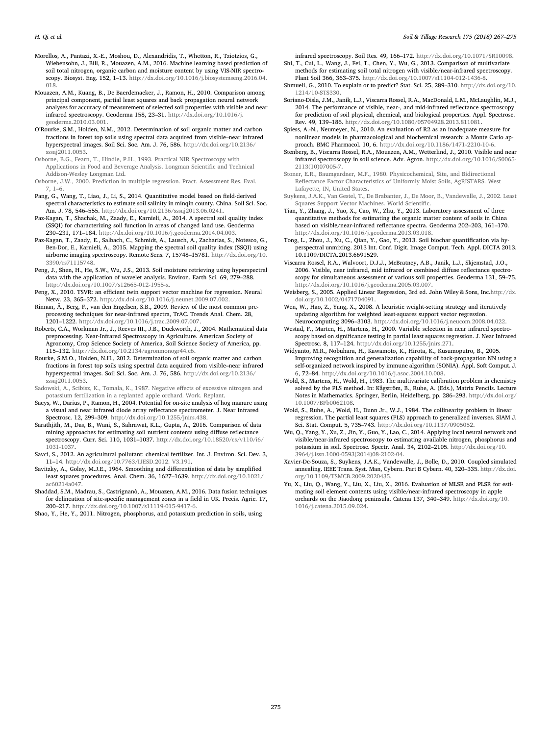Morellos, A., Pantazi, X.-E., Moshou, D., Alexandridis, T., Whetton, R., Tziotzios, G., Wiebensohn, J., Bill, R., Mouazen, A.M., 2016. Machine learning based prediction of soil total nitrogen, organic carbon and moisture content by using VIS-NIR spectroscopy. Biosyst. Eng. 152, 1–13. http://dx.doi.org/10.1016/j.biosystemseng.2016.04.018.

Mouazen, A.M., Kuang, B., De Baerdemaeker, J., Ramon, H., 2010. Comparison among principal component, partial least squares and back propagation neural network analyses for accuracy of measurement of selected soil properties with visible and near infrared spectroscopy. Geoderma 158, 23–31. http://dx.doi.org/10.1016/j.geoderma.2010.03.001.

O'Rourke, S.M., Holden, N.M., 2012. Determination of soil organic matter and carbon fractions in forest top soils using spectral data acquired from visible–near infrared hyperspectral images. Soil Sci. Soc. Am. J. 76, 586. http://dx.doi.org/10.2136/sssaj2011.0053.

Osborne, B.G., Fearn, T., Hindle, P.H., 1993. Practical NIR Spectroscopy with Applications in Food and Beverage Analysis. Longman Scientific and Technical Addison-Wesley Longman Ltd.

Osborne, J.W., 2000. Prediction in multiple regression. Pract. Assessment Res. Eval. 7, 1–6.

Pang, G., Wang, T., Liao, J., Li, S., 2014. Quantitative model based on field-derived spectral characteristics to estimate soil salinity in minqin county. China. Soil Sci. Soc. Am. J. 78, 546–555. http://dx.doi.org/10.2136/sssaj2013.06.0241.

Paz-Kagan, T., Shachak, M., Zaady, E., Karnieli, A., 2014. A spectral soil quality index (SSQI) for characterizing soil function in areas of changed land use. Geoderma 230–231, 171–184. http://dx.doi.org/10.1016/j.geoderma.2014.04.003.

Paz-Kagan, T., Zaady, E., Salbach, C., Schmidt, A., Lausch, A., Zacharias, S., Notesco, G., Ben-Dor, E., Karnieli, A., 2015. Mapping the spectral soil quality index (SSQI) using airborne imaging spectroscopy. Remote Sens. 7, 15748–15781. http://dx.doi.org/10.3390/rs71115748.

Peng, J., Shen, H., He, S.W., Wu, J.S., 2013. Soil moisture retrieving using hyperspectral data with the application of wavelet analysis. Environ. Earth Sci. 69, 279–288. http://dx.doi.org/10.1007/s12665-012-1955-x.

Peng, X., 2010. TSVR: an efficient twin support vector machine for regression. Neural Netw. 23, 365–372. http://dx.doi.org/10.1016/j.neunet.2009.07.002.

Rinnan, Å., Berg, F., van den Engelsen, S.B., 2009. Review of the most common pre-processing techniques for near-infrared spectra, TrAC. Trends Anal. Chem. 28, 1201–1222. http://dx.doi.org/10.1016/j.trac.2009.07.007.

Roberts, C.A., Workman Jr., J., Reeves III., J.B., Duckworth, J., 2004. Mathematical data preprocessing. Near-Infrared Spectroscopy in Agriculture. American Society of Agronomy, Crop Science Society of America, Soil Science Society of America, pp. 115–132. http://dx.doi.org/10.2134/agronmonogr44.c6.

Rourke, S.M.O., Holden, N.H., 2012. Determination of soil organic matter and carbon fractions in forest top soils using spectral data acquired from visible–near infrared hyperspectral images. Soil Sci. Soc. Am. J. 76, 586. http://dx.doi.org/10.2136/sssaj2011.0053.

Sadowski, A., Scibisz, K., Tomala, K., 1987. Negative effects of excessive nitrogen and potassium fertilization in a replanted apple orchard. Work. Replant.

Saeys, W., Darius, P., Ramon, H., 2004. Potential for on-site analysis of hog manure using a visual and near infrared diode array reflectance spectrometer. J. Near Infrared Spectrosc. 12, 299–309. http://dx.doi.org/10.1255/jnirs.438.

Sarathjith, M., Das, B., Wani, S., Sahrawat, K.L., Gupta, A., 2016. Comparison of data mining approaches for estimating soil nutrient contents using diffuse reflectance spectroscopy. Curr. Sci. 110, 1031–1037. http://dx.doi.org/10.18520/cs/v110/i6/1031-1037.

Savci, S., 2012. An agricultural pollutant: chemical fertilizer. Int. J. Environ. Sci. Dev. 3, 11–14. http://dx.doi.org/10.7763/IJESD.2012. V3.191.

Savitzky, A., Golay, M.J.E., 1964. Smoothing and differentiation of data by simplified least squares procedures. Anal. Chem. 36, 1627–1639. http://dx.doi.org/10.1021/ac60214a047.

Shaddad, S.M., Madrau, S., Castrignanò, A., Mouazen, A.M., 2016. Data fusion techniques for delineation of site-specific management zones in a field in UK. Precis. Agric. 17, 200–217. http://dx.doi.org/10.1007/s11119-015-9417-6.

Shao, Y., He, Y., 2011. Nitrogen, phosphorus, and potassium prediction in soils, using infrared spectroscopy. Soil Res. 49, 166–172. http://dx.doi.org/10.1071/SR10098.

Shi, T., Cui, L., Wang, J., Fei, T., Chen, Y., Wu, G., 2013. Comparison of multivariate methods for estimating soil total nitrogen with visible/near-infrared spectroscopy. Plant Soil 366, 363–375. http://dx.doi.org/10.1007/s11104-012-1436-8.

Shmueli, G., 2010. To explain or to predict? Stat. Sci. 25, 289–310. http://dx.doi.org/10.1214/10-STS330.

Soriano-Disla, J.M., Janik, L.J., Viscarra Rossel, R.A., MacDonald, L.M., McLaughlin, M.J., 2014. The performance of visible, near-, and mid-infrared reflectance spectroscopy for prediction of soil physical, chemical, and biological properties. Appl. Spectrosc. Rev. 49, 139–186. http://dx.doi.org/10.1080/05704928.2013.811081.

Spiess, A.-N., Neumeyer, N., 2010. An evaluation of R2 as an inadequate measure for nonlinear models in pharmacological and biochemical research: a Monte Carlo approach. BMC Pharmacol. 10, 6. http://dx.doi.org/10.1186/1471-2210-10-6.

Stenberg, B., Viscarra Rossel, R.A., Mouazen, A.M., Wetterlind, J., 2010. Visible and near infrared spectroscopy in soil science. Adv. Agron. http://dx.doi.org/10.1016/S0065-2113(10)07005-7.

Stoner, E.R., Baumgardner, M.F., 1980. Physicochemical, Site, and Bidirectional Reflectance Factor Characteristics of Uniformly Moist Soils, AgRISTARS. West Lafayette, IN, United States.

Suykens, J.A.K., Van Gestel, T., De Brabanter, J., De Moor, B., Vandewalle, J., 2002. Least Squares Support Vector Machines. World Scientific.

Tian, Y., Zhang, J., Yao, X., Cao, W., Zhu, Y., 2013. Laboratory assessment of three quantitative methods for estimating the organic matter content of soils in China based on visible/near-infrared reflectance spectra. Geoderma 202–203, 161–170. http://dx.doi.org/10.1016/j.geoderma.2013.03.018.

Tong, L., Zhou, J., Xu, C., Qian, Y., Gao, Y., 2013. Soil biochar quantification via hyperspectral unmixing. 2013 Int. Conf. Digit. Image Comput. Tech. Appl. DICTA 2013. 10.1109/DICTA.2013.6691529.

Viscarra Rossel, R.A., Walvoort, D.J.J., McBratney, A.B., Janik, L.J., Skjemstad, J.O., 2006. Visible, near infrared, mid infrared or combined diffuse reflectance spectroscopy for simultaneous assessment of various soil properties. Geoderma 131, 59–75. http://dx.doi.org/10.1016/j.geoderma.2005.03.007.

Weisberg, S., 2005. Applied Linear Regression, 3rd ed. John Wiley & Sons, Inc.http://dx.doi.org/10.1002/0471704091.

Wen, W., Hao, Z., Yang, X., 2008. A heuristic weight-setting strategy and iteratively updating algorithm for weighted least-squares support vector regression. Neurocomputing 3096–3103. http://dx.doi.org/10.1016/j.neucom.2008.04.022.

Westad, F., Marten, H., Martens, H., 2000. Variable selection in near infrared spectroscopy based on significance testing in partial least squares regression. J. Near Infrared Spectrosc. 8, 117–124. http://dx.doi.org/10.1255/jnirs.271.

Widyanto, M.R., Nobuhara, H., Kawamoto, K., Hirota, K., Kusumoputro, B., 2005. Improving recognition and generalization capability of back-propagation NN using a self-organized network inspired by immune algorithm (SONIA). Appl. Soft Comput. J. 6, 72–84. http://dx.doi.org/10.1016/j.asoc.2004.10.008.

Wold, S., Martens, H., Wold, H., 1983. The multivariate calibration problem in chemistry solved by the PLS method. In: Kågström, B., Ruhe, A. (Eds.), Matrix Pencils. Lecture Notes in Mathematics. Springer, Berlin, Heidelberg, pp. 286–293. http://dx.doi.org/10.1007/BFb0062108.

Wold, S., Ruhe, A., Wold, H., Dunn Jr., W.J., 1984. The collinearity problem in linear regression. The partial least squares (PLS) approach to generalized inverses. SIAM J. Sci. Stat. Comput. 5, 735–743. http://dx.doi.org/10.1137/0905052.

Wu, Q., Yang, Y., Xu, Z., Jin, Y., Guo, Y., Lao, C., 2014. Applying local neural network and visible/near-infrared spectroscopy to estimating available nitrogen, phosphorus and potassium in soil. Spectrosc. Spectr. Anal. 34, 2102–2105. http://dx.doi.org/10.3964/j.issn.1000-0593(2014)08-2102-04.

Xavier-De-Souza, S., Suykens, J.A.K., Vandewalle, J., Bolle, D., 2010. Coupled simulated annealing. IEEE Trans. Syst. Man, Cybern. Part B Cybern. 40, 320–335. http://dx.doi.org/10.1109/TSMCB.2009.2020435.

Yu, X., Liu, Q., Wang, Y., Liu, X., Liu, X., 2016. Evaluation of MLSR and PLSR for estimating soil element contents using visible/near-infrared spectroscopy in apple orchards on the Jiaodong peninsula. Catena 137, 340–349. http://dx.doi.org/10.1016/j.catena.2015.09.024.